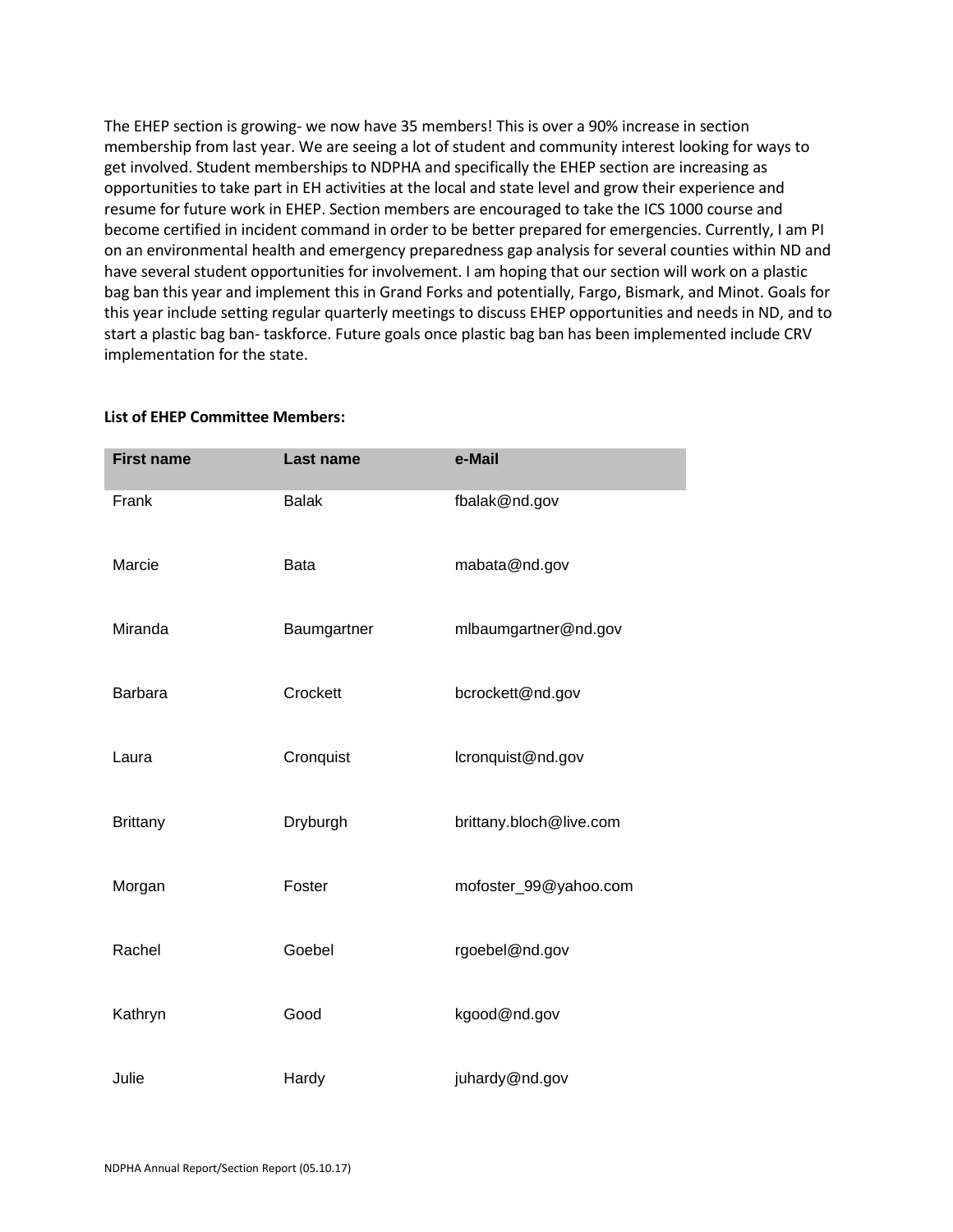The EHEP section is growing- we now have 35 members! This is over a 90% increase in section membership from last year. We are seeing a lot of student and community interest looking for ways to get involved. Student memberships to NDPHA and specifically the EHEP section are increasing as opportunities to take part in EH activities at the local and state level and grow their experience and resume for future work in EHEP. Section members are encouraged to take the ICS 1000 course and become certified in incident command in order to be better prepared for emergencies. Currently, I am PI on an environmental health and emergency preparedness gap analysis for several counties within ND and have several student opportunities for involvement. I am hoping that our section will work on a plastic bag ban this year and implement this in Grand Forks and potentially, Fargo, Bismark, and Minot. Goals for this year include setting regular quarterly meetings to discuss EHEP opportunities and needs in ND, and to start a plastic bag ban- taskforce. Future goals once plastic bag ban has been implemented include CRV implementation for the state.

**List of EHEP Committee Members:**

| First name | Last name | e-Mail |
|---|---|---|
| Frank | Balak | fbalak@nd.gov |
| Marcie | Bata | mabata@nd.gov |
| Miranda | Baumgartner | mlbaumgartner@nd.gov |
| Barbara | Crockett | bcrockett@nd.gov |
| Laura | Cronquist | lcronquist@nd.gov |
| Brittany | Dryburgh | brittany.bloch@live.com |
| Morgan | Foster | mofoster_99@yahoo.com |
| Rachel | Goebel | rgoebel@nd.gov |
| Kathryn | Good | kgood@nd.gov |
| Julie | Hardy | juhardy@nd.gov |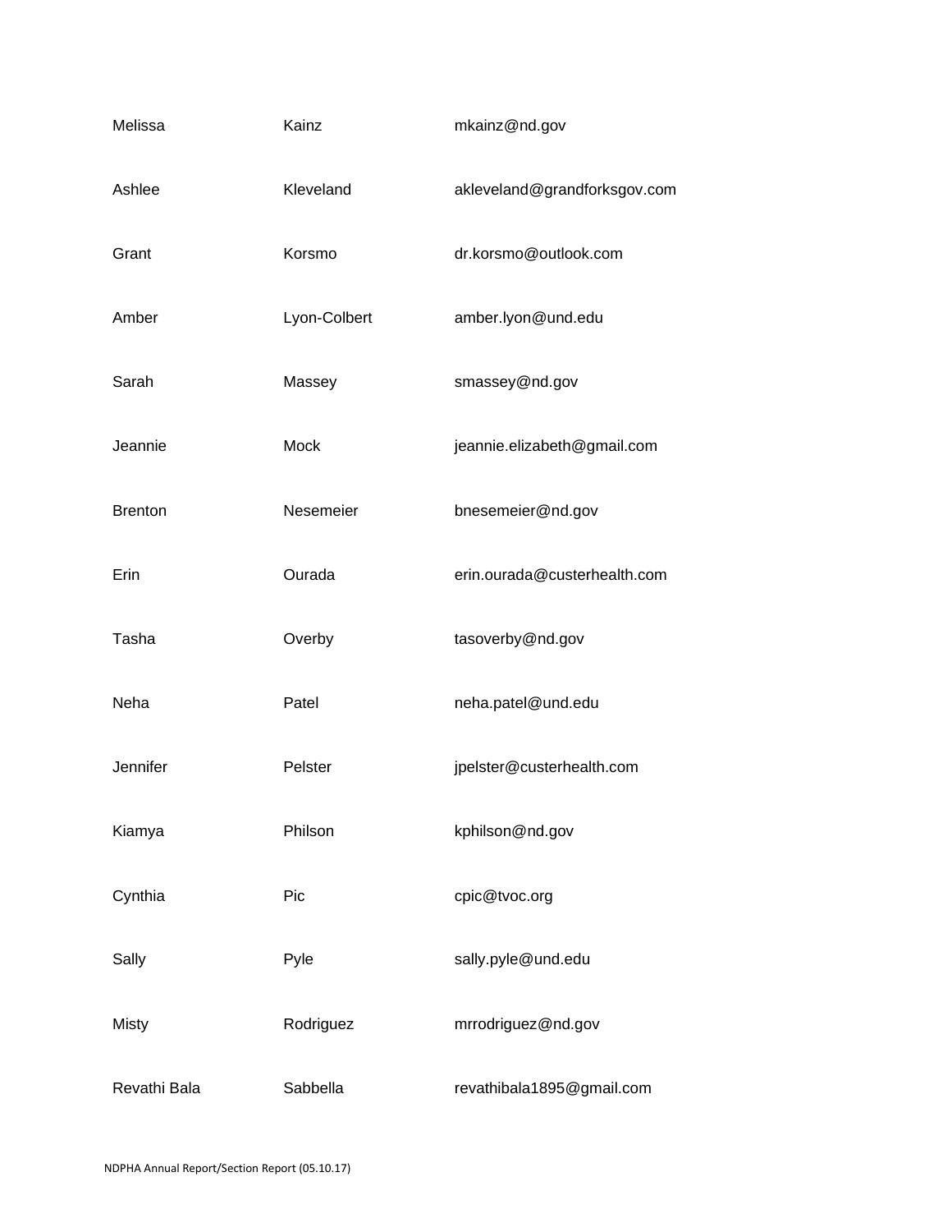| | | |
|---|---|---|
| Melissa | Kainz | mkainz@nd.gov |
| Ashlee | Kleveland | akleveland@grandforksgov.com |
| Grant | Korsmo | dr.korsmo@outlook.com |
| Amber | Lyon-Colbert | amber.lyon@und.edu |
| Sarah | Massey | smassey@nd.gov |
| Jeannie | Mock | jeannie.elizabeth@gmail.com |
| Brenton | Nesemeier | bnesemeier@nd.gov |
| Erin | Ourada | erin.ourada@custerhealth.com |
| Tasha | Overby | tasoverby@nd.gov |
| Neha | Patel | neha.patel@und.edu |
| Jennifer | Pelster | jpelster@custerhealth.com |
| Kiamya | Philson | kphilson@nd.gov |
| Cynthia | Pic | cpic@tvoc.org |
| Sally | Pyle | sally.pyle@und.edu |
| Misty | Rodriguez | mrrodriguez@nd.gov |
| Revathi Bala | Sabbella | revathibala1895@gmail.com |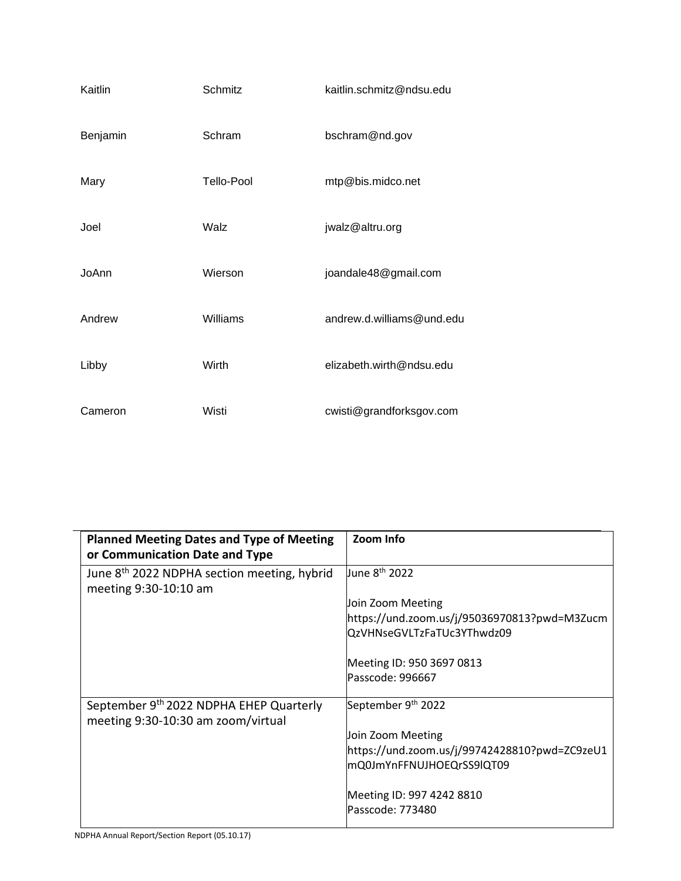| | | |
|---|---|---|
| Kaitlin | Schmitz | kaitlin.schmitz@ndsu.edu |
| Benjamin | Schram | bschram@nd.gov |
| Mary | Tello-Pool | mtp@bis.midco.net |
| Joel | Walz | jwalz@altru.org |
| JoAnn | Wierson | joandale48@gmail.com |
| Andrew | Williams | andrew.d.williams@und.edu |
| Libby | Wirth | elizabeth.wirth@ndsu.edu |
| Cameron | Wisti | cwisti@grandforksgov.com |

| Planned Meeting Dates and Type of Meeting or Communication Date and Type | Zoom Info |
|---|---|
| June 8th 2022 NDPHA section meeting, hybrid meeting 9:30-10:10 am | June 8th 2022<br><br>Join Zoom Meeting<br>https://und.zoom.us/j/95036970813?pwd=M3ZucmQzVHNseGVLTzFaTUc3YThwdz09<br><br>Meeting ID: 950 3697 0813<br>Passcode: 996667 |
| September 9th 2022 NDPHA EHEP Quarterly meeting 9:30-10:30 am zoom/virtual | September 9th 2022<br><br>Join Zoom Meeting<br>https://und.zoom.us/j/99742428810?pwd=ZC9zeU1mQ0JmYnFFNUJHOEQrSS9lQT09<br><br>Meeting ID: 997 4242 8810<br>Passcode: 773480 |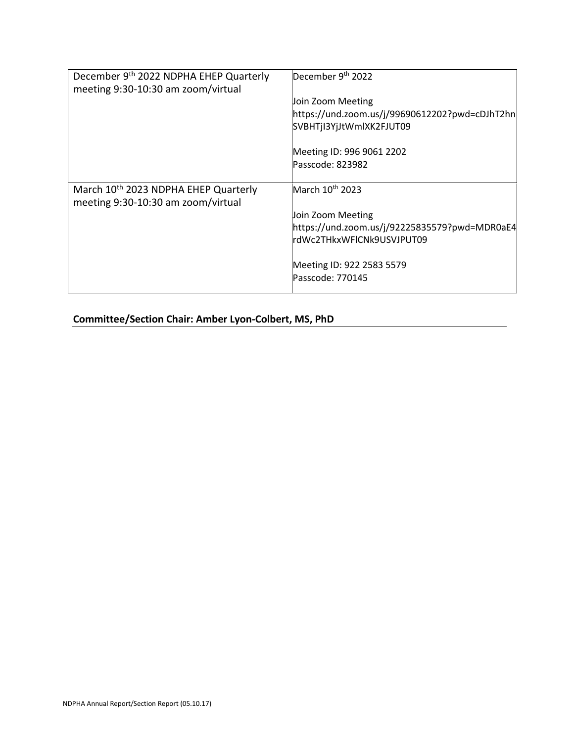| | |
|---|---|
| December 9th 2022 NDPHA EHEP Quarterly meeting 9:30-10:30 am zoom/virtual | December 9th 2022<br><br>Join Zoom Meeting<br>https://und.zoom.us/j/99690612202?pwd=cDJhT2hnSVBHTjI3YjJtWmlXK2FJUT09<br><br>Meeting ID: 996 9061 2202<br>Passcode: 823982 |
| March 10th 2023 NDPHA EHEP Quarterly meeting 9:30-10:30 am zoom/virtual | March 10th 2023<br><br>Join Zoom Meeting<br>https://und.zoom.us/j/92225835579?pwd=MDR0aE4rdWc2THkxWFlCNk9USVJPUT09<br><br>Meeting ID: 922 2583 5579<br>Passcode: 770145 |

**Committee/Section Chair: Amber Lyon-Colbert, MS, PhD**